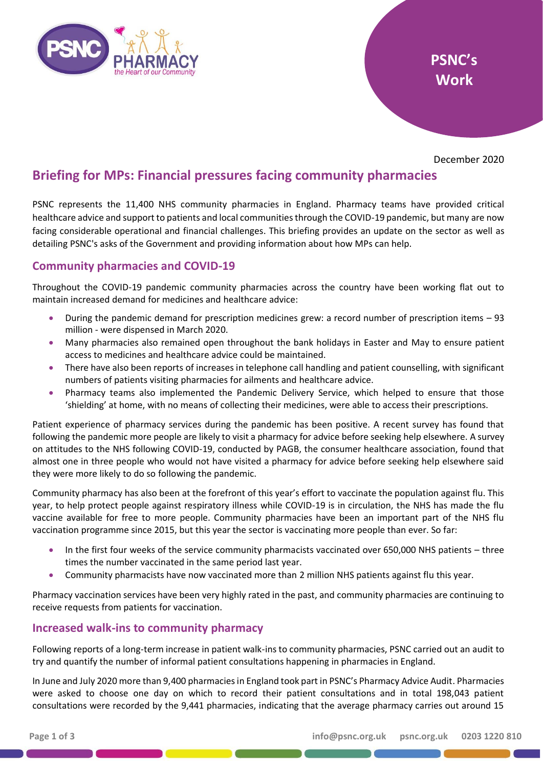PSNC's Work

December 2020

# Briefing for MPs: Financial pressures facing community pharmacies

PSNC represents the 11,400 NHS community pharmacies in England. Pharmacy teams have provided critical healthcare advice and support to patients and local communities through the COVID-19 pandemic, but many are now facing considerable operational and financial challenges. This briefing provides an update on the sector as well as detailing PSNC's asks of the Government and providing information about how MPs can help.

## Community pharmacies and COVID-19

Throughout the COVID-19 pandemic community pharmacies across the country have been working flat out to maintain increased demand for medicines and healthcare advice:

- During the pandemic demand for prescription medicines grew: a record number of prescription items – 93 million - were dispensed in March 2020.
- Many pharmacies also remained open throughout the bank holidays in Easter and May to ensure patient access to medicines and healthcare advice could be maintained.
- There have also been reports of increases in telephone call handling and patient counselling, with significant numbers of patients visiting pharmacies for ailments and healthcare advice.
- Pharmacy teams also implemented the Pandemic Delivery Service, which helped to ensure that those 'shielding' at home, with no means of collecting their medicines, were able to access their prescriptions.

Patient experience of pharmacy services during the pandemic has been positive. A recent survey has found that following the pandemic more people are likely to visit a pharmacy for advice before seeking help elsewhere. A survey on attitudes to the NHS following COVID-19, conducted by PAGB, the consumer healthcare association, found that almost one in three people who would not have visited a pharmacy for advice before seeking help elsewhere said they were more likely to do so following the pandemic.

Community pharmacy has also been at the forefront of this year's effort to vaccinate the population against flu. This year, to help protect people against respiratory illness while COVID-19 is in circulation, the NHS has made the flu vaccine available for free to more people. Community pharmacies have been an important part of the NHS flu vaccination programme since 2015, but this year the sector is vaccinating more people than ever. So far:

- In the first four weeks of the service community pharmacists vaccinated over 650,000 NHS patients – three times the number vaccinated in the same period last year.
- Community pharmacists have now vaccinated more than 2 million NHS patients against flu this year.

Pharmacy vaccination services have been very highly rated in the past, and community pharmacies are continuing to receive requests from patients for vaccination.

## Increased walk-ins to community pharmacy

Following reports of a long-term increase in patient walk-ins to community pharmacies, PSNC carried out an audit to try and quantify the number of informal patient consultations happening in pharmacies in England.

In June and July 2020 more than 9,400 pharmacies in England took part in PSNC's Pharmacy Advice Audit. Pharmacies were asked to choose one day on which to record their patient consultations and in total 198,043 patient consultations were recorded by the 9,441 pharmacies, indicating that the average pharmacy carries out around 15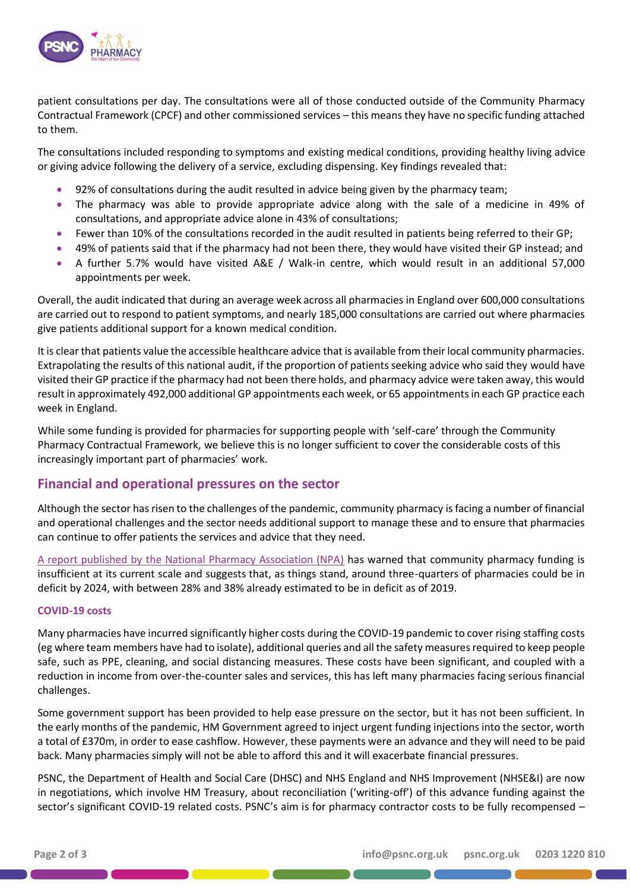patient consultations per day. The consultations were all of those conducted outside of the Community Pharmacy Contractual Framework (CPCF) and other commissioned services – this means they have no specific funding attached to them.

The consultations included responding to symptoms and existing medical conditions, providing healthy living advice or giving advice following the delivery of a service, excluding dispensing. Key findings revealed that:

- 92% of consultations during the audit resulted in advice being given by the pharmacy team;
- The pharmacy was able to provide appropriate advice along with the sale of a medicine in 49% of consultations, and appropriate advice alone in 43% of consultations;
- Fewer than 10% of the consultations recorded in the audit resulted in patients being referred to their GP;
- 49% of patients said that if the pharmacy had not been there, they would have visited their GP instead; and
- A further 5.7% would have visited A&E / Walk-in centre, which would result in an additional 57,000 appointments per week.

Overall, the audit indicated that during an average week across all pharmacies in England over 600,000 consultations are carried out to respond to patient symptoms, and nearly 185,000 consultations are carried out where pharmacies give patients additional support for a known medical condition.

It is clear that patients value the accessible healthcare advice that is available from their local community pharmacies. Extrapolating the results of this national audit, if the proportion of patients seeking advice who said they would have visited their GP practice if the pharmacy had not been there holds, and pharmacy advice were taken away, this would result in approximately 492,000 additional GP appointments each week, or 65 appointments in each GP practice each week in England.

While some funding is provided for pharmacies for supporting people with 'self-care' through the Community Pharmacy Contractual Framework, we believe this is no longer sufficient to cover the considerable costs of this increasingly important part of pharmacies' work.

## Financial and operational pressures on the sector

Although the sector has risen to the challenges of the pandemic, community pharmacy is facing a number of financial and operational challenges and the sector needs additional support to manage these and to ensure that pharmacies can continue to offer patients the services and advice that they need.

A report published by the National Pharmacy Association (NPA) has warned that community pharmacy funding is insufficient at its current scale and suggests that, as things stand, around three-quarters of pharmacies could be in deficit by 2024, with between 28% and 38% already estimated to be in deficit as of 2019.

### COVID-19 costs

Many pharmacies have incurred significantly higher costs during the COVID-19 pandemic to cover rising staffing costs (eg where team members have had to isolate), additional queries and all the safety measures required to keep people safe, such as PPE, cleaning, and social distancing measures. These costs have been significant, and coupled with a reduction in income from over-the-counter sales and services, this has left many pharmacies facing serious financial challenges.

Some government support has been provided to help ease pressure on the sector, but it has not been sufficient. In the early months of the pandemic, HM Government agreed to inject urgent funding injections into the sector, worth a total of £370m, in order to ease cashflow. However, these payments were an advance and they will need to be paid back. Many pharmacies simply will not be able to afford this and it will exacerbate financial pressures.

PSNC, the Department of Health and Social Care (DHSC) and NHS England and NHS Improvement (NHSE&I) are now in negotiations, which involve HM Treasury, about reconciliation ('writing-off') of this advance funding against the sector's significant COVID-19 related costs. PSNC's aim is for pharmacy contractor costs to be fully recompensed –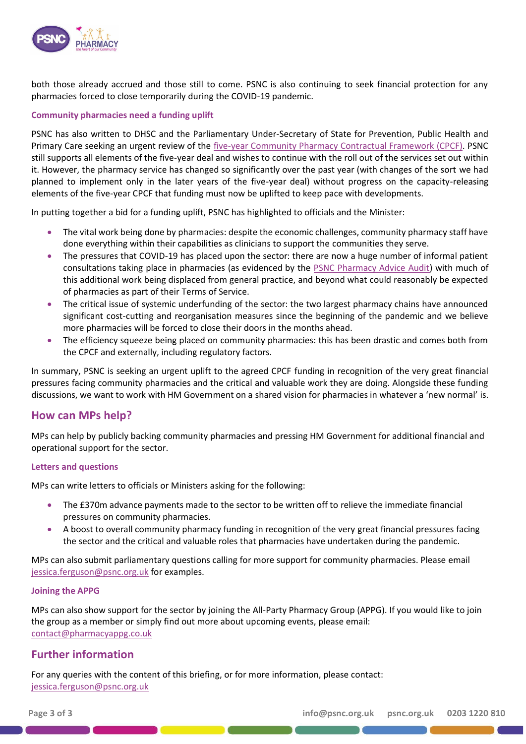both those already accrued and those still to come. PSNC is also continuing to seek financial protection for any pharmacies forced to close temporarily during the COVID-19 pandemic.

### Community pharmacies need a funding uplift

PSNC has also written to DHSC and the Parliamentary Under-Secretary of State for Prevention, Public Health and Primary Care seeking an urgent review of the five-year Community Pharmacy Contractual Framework (CPCF). PSNC still supports all elements of the five-year deal and wishes to continue with the roll out of the services set out within it. However, the pharmacy service has changed so significantly over the past year (with changes of the sort we had planned to implement only in the later years of the five-year deal) without progress on the capacity-releasing elements of the five-year CPCF that funding must now be uplifted to keep pace with developments.

In putting together a bid for a funding uplift, PSNC has highlighted to officials and the Minister:

- The vital work being done by pharmacies: despite the economic challenges, community pharmacy staff have done everything within their capabilities as clinicians to support the communities they serve.
- The pressures that COVID-19 has placed upon the sector: there are now a huge number of informal patient consultations taking place in pharmacies (as evidenced by the PSNC Pharmacy Advice Audit) with much of this additional work being displaced from general practice, and beyond what could reasonably be expected of pharmacies as part of their Terms of Service.
- The critical issue of systemic underfunding of the sector: the two largest pharmacy chains have announced significant cost-cutting and reorganisation measures since the beginning of the pandemic and we believe more pharmacies will be forced to close their doors in the months ahead.
- The efficiency squeeze being placed on community pharmacies: this has been drastic and comes both from the CPCF and externally, including regulatory factors.

In summary, PSNC is seeking an urgent uplift to the agreed CPCF funding in recognition of the very great financial pressures facing community pharmacies and the critical and valuable work they are doing. Alongside these funding discussions, we want to work with HM Government on a shared vision for pharmacies in whatever a 'new normal' is.

## How can MPs help?

MPs can help by publicly backing community pharmacies and pressing HM Government for additional financial and operational support for the sector.

### Letters and questions

MPs can write letters to officials or Ministers asking for the following:

- The £370m advance payments made to the sector to be written off to relieve the immediate financial pressures on community pharmacies.
- A boost to overall community pharmacy funding in recognition of the very great financial pressures facing the sector and the critical and valuable roles that pharmacies have undertaken during the pandemic.

MPs can also submit parliamentary questions calling for more support for community pharmacies. Please email jessica.ferguson@psnc.org.uk for examples.

### Joining the APPG

MPs can also show support for the sector by joining the All-Party Pharmacy Group (APPG). If you would like to join the group as a member or simply find out more about upcoming events, please email: contact@pharmacyappg.co.uk

## Further information

For any queries with the content of this briefing, or for more information, please contact: jessica.ferguson@psnc.org.uk